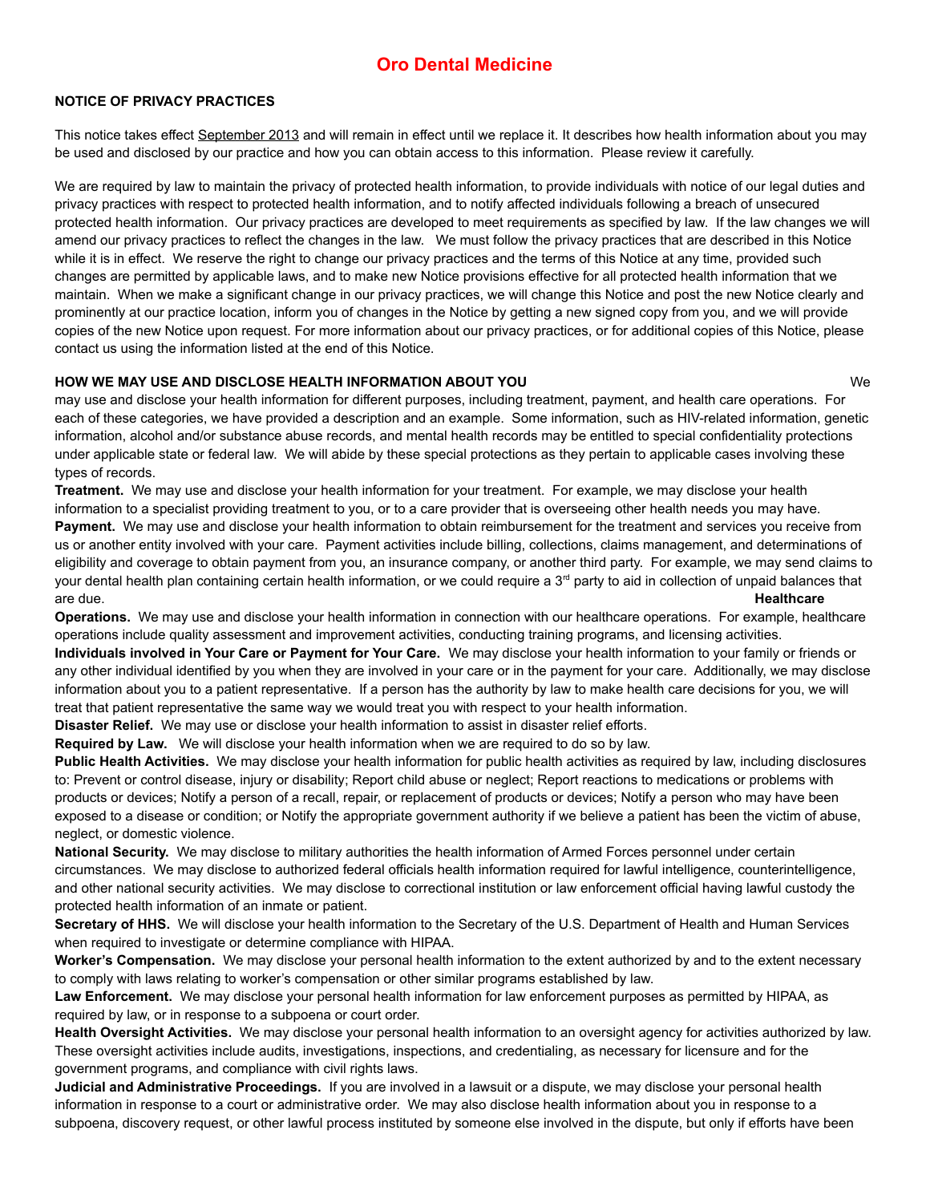# Oro Dental Medicine

## NOTICE OF PRIVACY PRACTICES

This notice takes effect September 2013 and will remain in effect until we replace it. It describes how health information about you may be used and disclosed by our practice and how you can obtain access to this information. Please review it carefully.

We are required by law to maintain the privacy of protected health information, to provide individuals with notice of our legal duties and privacy practices with respect to protected health information, and to notify affected individuals following a breach of unsecured protected health information. Our privacy practices are developed to meet requirements as specified by law. If the law changes we will amend our privacy practices to reflect the changes in the law. We must follow the privacy practices that are described in this Notice while it is in effect. We reserve the right to change our privacy practices and the terms of this Notice at any time, provided such changes are permitted by applicable laws, and to make new Notice provisions effective for all protected health information that we maintain. When we make a significant change in our privacy practices, we will change this Notice and post the new Notice clearly and prominently at our practice location, inform you of changes in the Notice by getting a new signed copy from you, and we will provide copies of the new Notice upon request. For more information about our privacy practices, or for additional copies of this Notice, please contact us using the information listed at the end of this Notice.

## HOW WE MAY USE AND DISCLOSE HEALTH INFORMATION ABOUT YOU

We may use and disclose your health information for different purposes, including treatment, payment, and health care operations. For each of these categories, we have provided a description and an example. Some information, such as HIV-related information, genetic information, alcohol and/or substance abuse records, and mental health records may be entitled to special confidentiality protections under applicable state or federal law. We will abide by these special protections as they pertain to applicable cases involving these types of records.

**Treatment.** We may use and disclose your health information for your treatment. For example, we may disclose your health information to a specialist providing treatment to you, or to a care provider that is overseeing other health needs you may have.

**Payment.** We may use and disclose your health information to obtain reimbursement for the treatment and services you receive from us or another entity involved with your care. Payment activities include billing, collections, claims management, and determinations of eligibility and coverage to obtain payment from you, an insurance company, or another third party. For example, we may send claims to your dental health plan containing certain health information, or we could require a 3rd party to aid in collection of unpaid balances that are due.

**Healthcare Operations.** We may use and disclose your health information in connection with our healthcare operations. For example, healthcare operations include quality assessment and improvement activities, conducting training programs, and licensing activities.

**Individuals involved in Your Care or Payment for Your Care.** We may disclose your health information to your family or friends or any other individual identified by you when they are involved in your care or in the payment for your care. Additionally, we may disclose information about you to a patient representative. If a person has the authority by law to make health care decisions for you, we will treat that patient representative the same way we would treat you with respect to your health information.

**Disaster Relief.** We may use or disclose your health information to assist in disaster relief efforts.

**Required by Law.** We will disclose your health information when we are required to do so by law.

**Public Health Activities.** We may disclose your health information for public health activities as required by law, including disclosures to: Prevent or control disease, injury or disability; Report child abuse or neglect; Report reactions to medications or problems with products or devices; Notify a person of a recall, repair, or replacement of products or devices; Notify a person who may have been exposed to a disease or condition; or Notify the appropriate government authority if we believe a patient has been the victim of abuse, neglect, or domestic violence.

**National Security.** We may disclose to military authorities the health information of Armed Forces personnel under certain circumstances. We may disclose to authorized federal officials health information required for lawful intelligence, counterintelligence, and other national security activities. We may disclose to correctional institution or law enforcement official having lawful custody the protected health information of an inmate or patient.

**Secretary of HHS.** We will disclose your health information to the Secretary of the U.S. Department of Health and Human Services when required to investigate or determine compliance with HIPAA.

**Worker's Compensation.** We may disclose your personal health information to the extent authorized by and to the extent necessary to comply with laws relating to worker's compensation or other similar programs established by law.

**Law Enforcement.** We may disclose your personal health information for law enforcement purposes as permitted by HIPAA, as required by law, or in response to a subpoena or court order.

**Health Oversight Activities.** We may disclose your personal health information to an oversight agency for activities authorized by law. These oversight activities include audits, investigations, inspections, and credentialing, as necessary for licensure and for the government programs, and compliance with civil rights laws.

**Judicial and Administrative Proceedings.** If you are involved in a lawsuit or a dispute, we may disclose your personal health information in response to a court or administrative order. We may also disclose health information about you in response to a subpoena, discovery request, or other lawful process instituted by someone else involved in the dispute, but only if efforts have been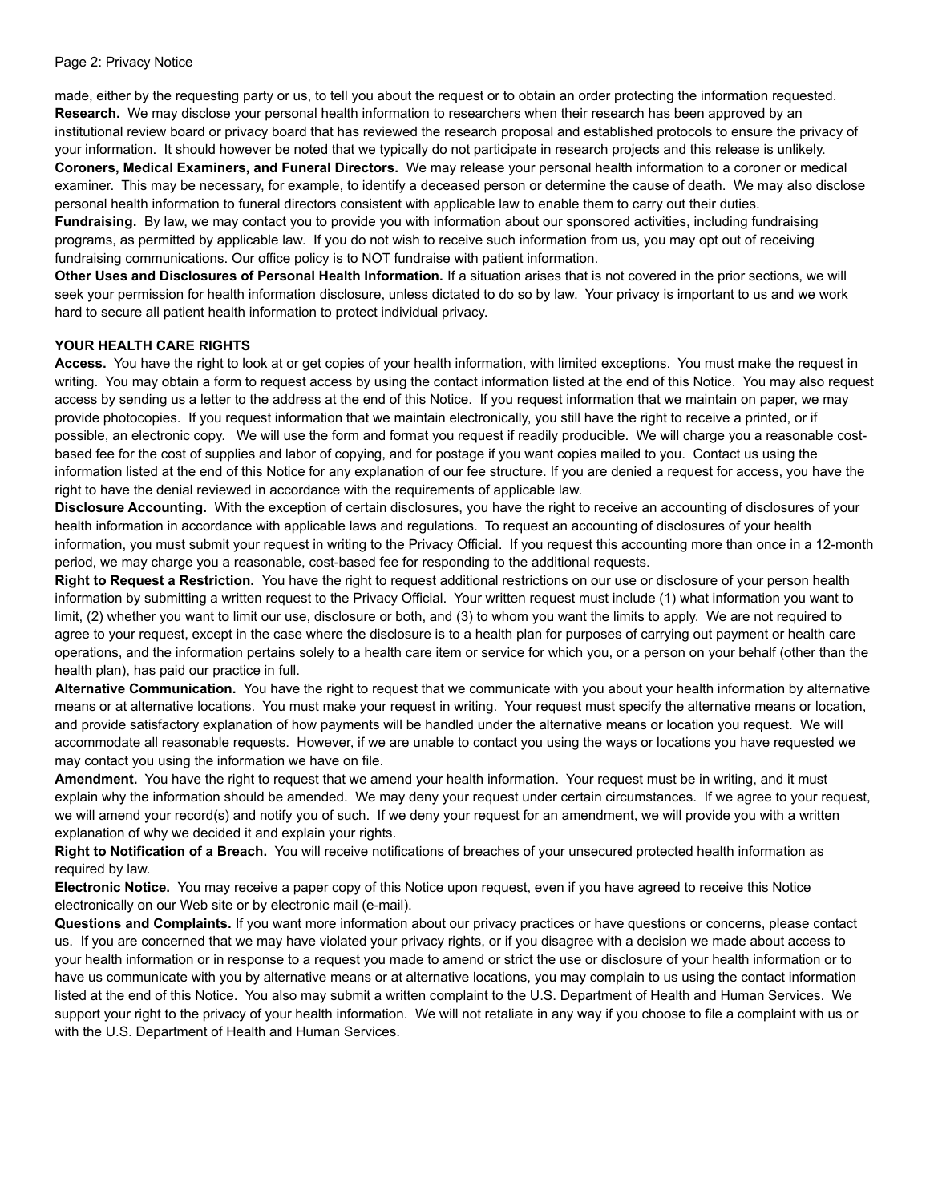made, either by the requesting party or us, to tell you about the request or to obtain an order protecting the information requested.

**Research.** We may disclose your personal health information to researchers when their research has been approved by an institutional review board or privacy board that has reviewed the research proposal and established protocols to ensure the privacy of your information. It should however be noted that we typically do not participate in research projects and this release is unlikely.

**Coroners, Medical Examiners, and Funeral Directors.** We may release your personal health information to a coroner or medical examiner. This may be necessary, for example, to identify a deceased person or determine the cause of death. We may also disclose personal health information to funeral directors consistent with applicable law to enable them to carry out their duties.

**Fundraising.** By law, we may contact you to provide you with information about our sponsored activities, including fundraising programs, as permitted by applicable law. If you do not wish to receive such information from us, you may opt out of receiving fundraising communications. Our office policy is to NOT fundraise with patient information.

**Other Uses and Disclosures of Personal Health Information.** If a situation arises that is not covered in the prior sections, we will seek your permission for health information disclosure, unless dictated to do so by law. Your privacy is important to us and we work hard to secure all patient health information to protect individual privacy.

## YOUR HEALTH CARE RIGHTS

**Access.** You have the right to look at or get copies of your health information, with limited exceptions. You must make the request in writing. You may obtain a form to request access by using the contact information listed at the end of this Notice. You may also request access by sending us a letter to the address at the end of this Notice. If you request information that we maintain on paper, we may provide photocopies. If you request information that we maintain electronically, you still have the right to receive a printed, or if possible, an electronic copy. We will use the form and format you request if readily producible. We will charge you a reasonable cost-based fee for the cost of supplies and labor of copying, and for postage if you want copies mailed to you. Contact us using the information listed at the end of this Notice for any explanation of our fee structure. If you are denied a request for access, you have the right to have the denial reviewed in accordance with the requirements of applicable law.

**Disclosure Accounting.** With the exception of certain disclosures, you have the right to receive an accounting of disclosures of your health information in accordance with applicable laws and regulations. To request an accounting of disclosures of your health information, you must submit your request in writing to the Privacy Official. If you request this accounting more than once in a 12-month period, we may charge you a reasonable, cost-based fee for responding to the additional requests.

**Right to Request a Restriction.** You have the right to request additional restrictions on our use or disclosure of your person health information by submitting a written request to the Privacy Official. Your written request must include (1) what information you want to limit, (2) whether you want to limit our use, disclosure or both, and (3) to whom you want the limits to apply. We are not required to agree to your request, except in the case where the disclosure is to a health plan for purposes of carrying out payment or health care operations, and the information pertains solely to a health care item or service for which you, or a person on your behalf (other than the health plan), has paid our practice in full.

**Alternative Communication.** You have the right to request that we communicate with you about your health information by alternative means or at alternative locations. You must make your request in writing. Your request must specify the alternative means or location, and provide satisfactory explanation of how payments will be handled under the alternative means or location you request. We will accommodate all reasonable requests. However, if we are unable to contact you using the ways or locations you have requested we may contact you using the information we have on file.

**Amendment.** You have the right to request that we amend your health information. Your request must be in writing, and it must explain why the information should be amended. We may deny your request under certain circumstances. If we agree to your request, we will amend your record(s) and notify you of such. If we deny your request for an amendment, we will provide you with a written explanation of why we decided it and explain your rights.

**Right to Notification of a Breach.** You will receive notifications of breaches of your unsecured protected health information as required by law.

**Electronic Notice.** You may receive a paper copy of this Notice upon request, even if you have agreed to receive this Notice electronically on our Web site or by electronic mail (e-mail).

**Questions and Complaints.** If you want more information about our privacy practices or have questions or concerns, please contact us. If you are concerned that we may have violated your privacy rights, or if you disagree with a decision we made about access to your health information or in response to a request you made to amend or strict the use or disclosure of your health information or to have us communicate with you by alternative means or at alternative locations, you may complain to us using the contact information listed at the end of this Notice. You also may submit a written complaint to the U.S. Department of Health and Human Services. We support your right to the privacy of your health information. We will not retaliate in any way if you choose to file a complaint with us or with the U.S. Department of Health and Human Services.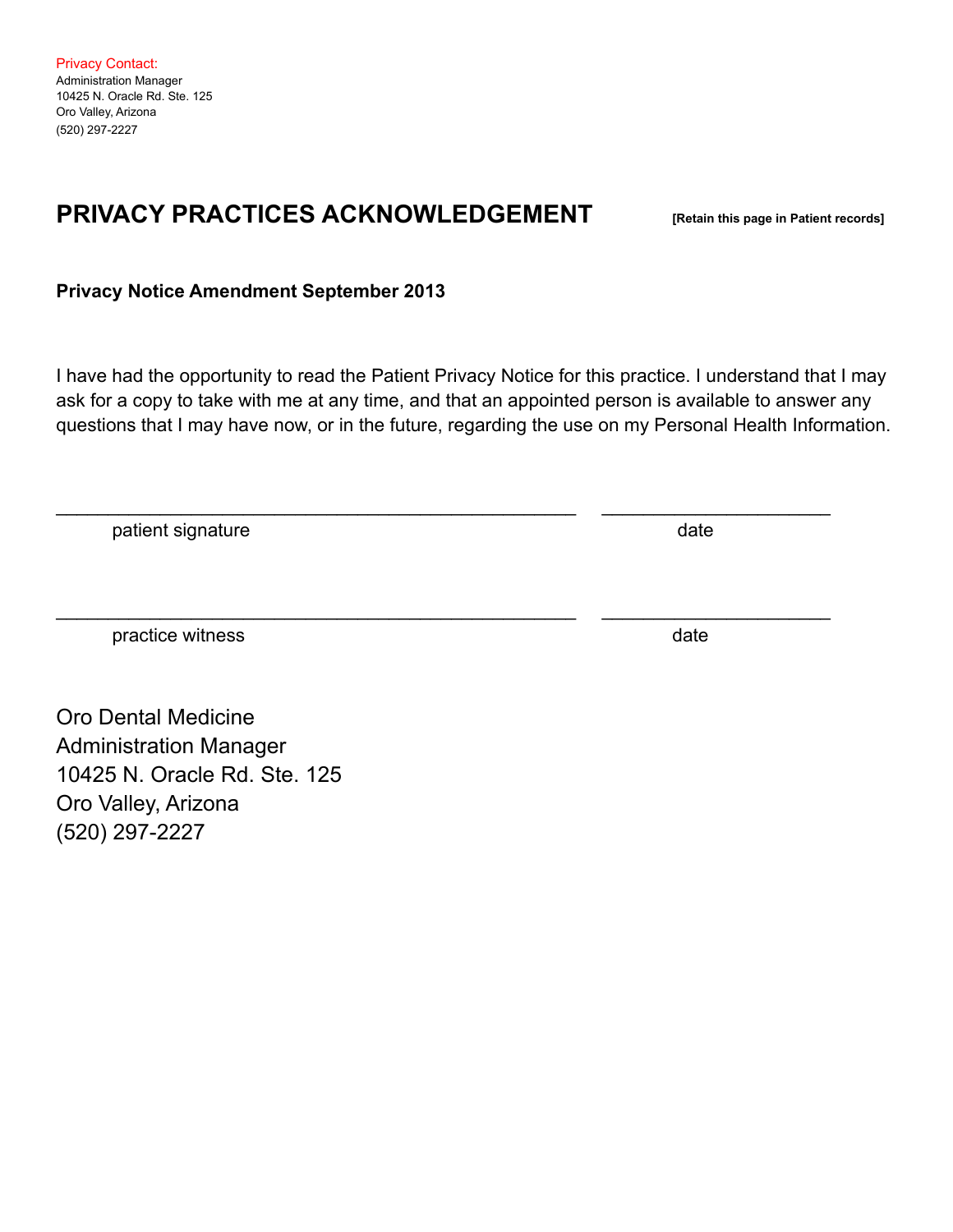Privacy Contact:
Administration Manager
10425 N. Oracle Rd. Ste. 125
Oro Valley, Arizona
(520) 297-2227

# PRIVACY PRACTICES ACKNOWLEDGEMENT

**[Retain this page in Patient records]**

**Privacy Notice Amendment September 2013**

I have had the opportunity to read the Patient Privacy Notice for this practice. I understand that I may ask for a copy to take with me at any time, and that an appointed person is available to answer any questions that I may have now, or in the future, regarding the use on my Personal Health Information.

\_\_\_\_\_\_\_\_\_\_\_\_\_\_\_\_\_\_\_\_\_\_\_\_\_\_\_\_\_\_\_\_\_\_\_\_\_\_\_\_\_\_\_\_\_\_ \_\_\_\_\_\_\_\_\_\_\_\_\_\_\_\_\_\_\_\_\_

patient signature date

\_\_\_\_\_\_\_\_\_\_\_\_\_\_\_\_\_\_\_\_\_\_\_\_\_\_\_\_\_\_\_\_\_\_\_\_\_\_\_\_\_\_\_\_\_\_ \_\_\_\_\_\_\_\_\_\_\_\_\_\_\_\_\_\_\_\_\_

practice witness date

Oro Dental Medicine
Administration Manager
10425 N. Oracle Rd. Ste. 125
Oro Valley, Arizona
(520) 297-2227